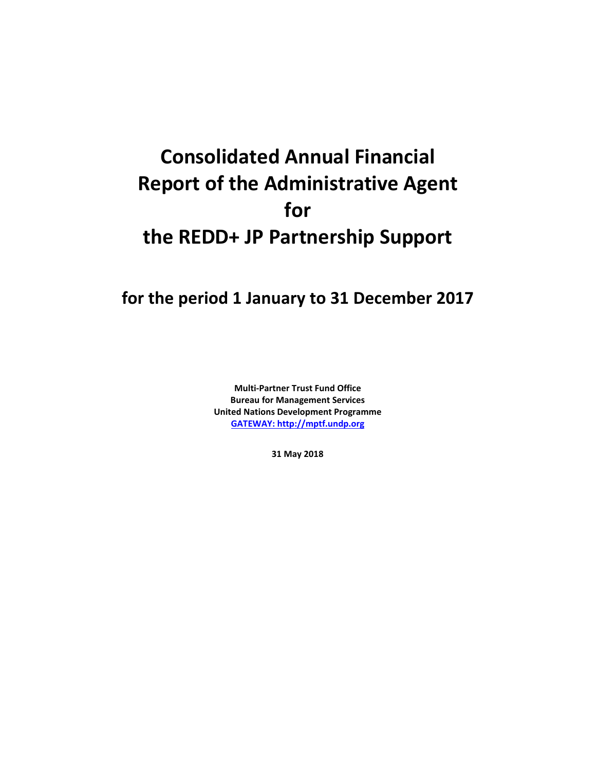# Consolidated Annual Financial Report of the Administrative Agent for the REDD+ JP Partnership Support

## for the period 1 January to 31 December 2017

**Multi-Partner Trust Fund Office**
**Bureau for Management Services**
**United Nations Development Programme**
**GATEWAY: http://mptf.undp.org**

**31 May 2018**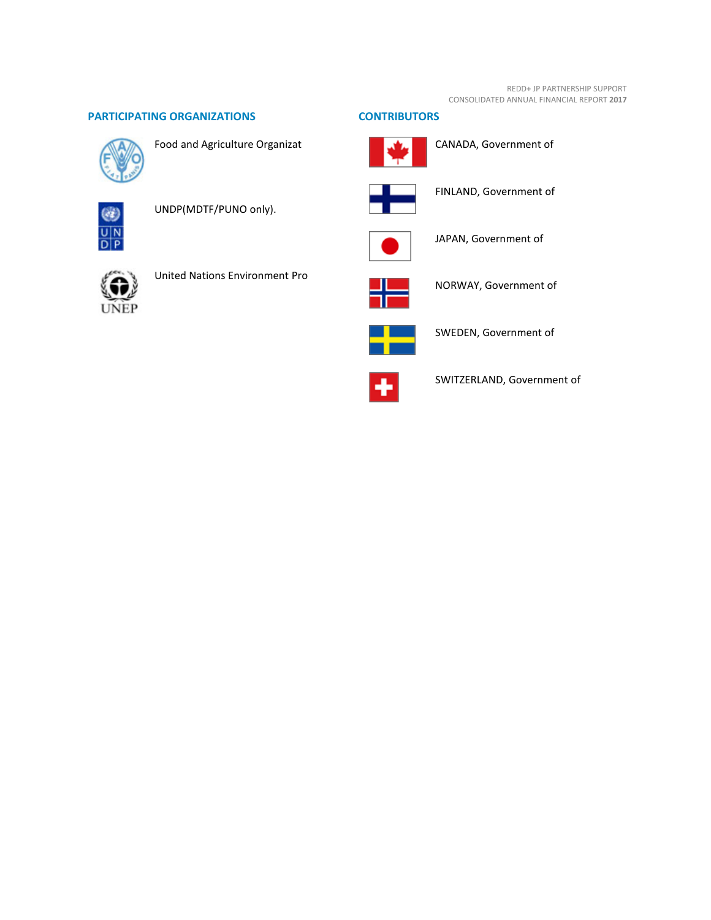## PARTICIPATING ORGANIZATIONS

Food and Agriculture Organizat

UNDP(MDTF/PUNO only).

United Nations Environment Pro

## CONTRIBUTORS

CANADA, Government of

FINLAND, Government of

JAPAN, Government of

NORWAY, Government of

SWEDEN, Government of

SWITZERLAND, Government of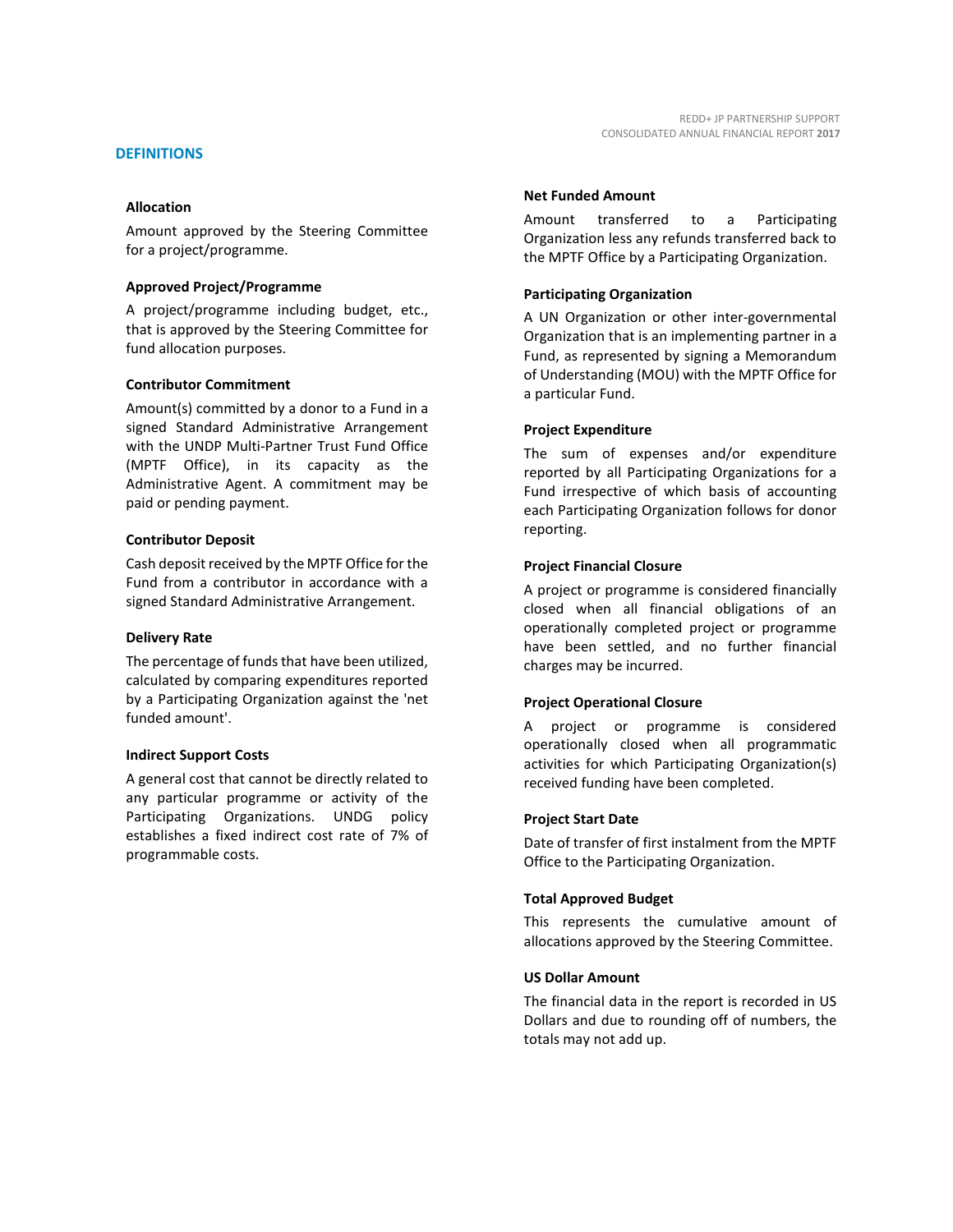## DEFINITIONS

**Allocation**

Amount approved by the Steering Committee for a project/programme.

**Approved Project/Programme**

A project/programme including budget, etc., that is approved by the Steering Committee for fund allocation purposes.

**Contributor Commitment**

Amount(s) committed by a donor to a Fund in a signed Standard Administrative Arrangement with the UNDP Multi-Partner Trust Fund Office (MPTF Office), in its capacity as the Administrative Agent. A commitment may be paid or pending payment.

**Contributor Deposit**

Cash deposit received by the MPTF Office for the Fund from a contributor in accordance with a signed Standard Administrative Arrangement.

**Delivery Rate**

The percentage of funds that have been utilized, calculated by comparing expenditures reported by a Participating Organization against the 'net funded amount'.

**Indirect Support Costs**

A general cost that cannot be directly related to any particular programme or activity of the Participating Organizations. UNDG policy establishes a fixed indirect cost rate of 7% of programmable costs.

**Net Funded Amount**

Amount transferred to a Participating Organization less any refunds transferred back to the MPTF Office by a Participating Organization.

**Participating Organization**

A UN Organization or other inter-governmental Organization that is an implementing partner in a Fund, as represented by signing a Memorandum of Understanding (MOU) with the MPTF Office for a particular Fund.

**Project Expenditure**

The sum of expenses and/or expenditure reported by all Participating Organizations for a Fund irrespective of which basis of accounting each Participating Organization follows for donor reporting.

**Project Financial Closure**

A project or programme is considered financially closed when all financial obligations of an operationally completed project or programme have been settled, and no further financial charges may be incurred.

**Project Operational Closure**

A project or programme is considered operationally closed when all programmatic activities for which Participating Organization(s) received funding have been completed.

**Project Start Date**

Date of transfer of first instalment from the MPTF Office to the Participating Organization.

**Total Approved Budget**

This represents the cumulative amount of allocations approved by the Steering Committee.

**US Dollar Amount**

The financial data in the report is recorded in US Dollars and due to rounding off of numbers, the totals may not add up.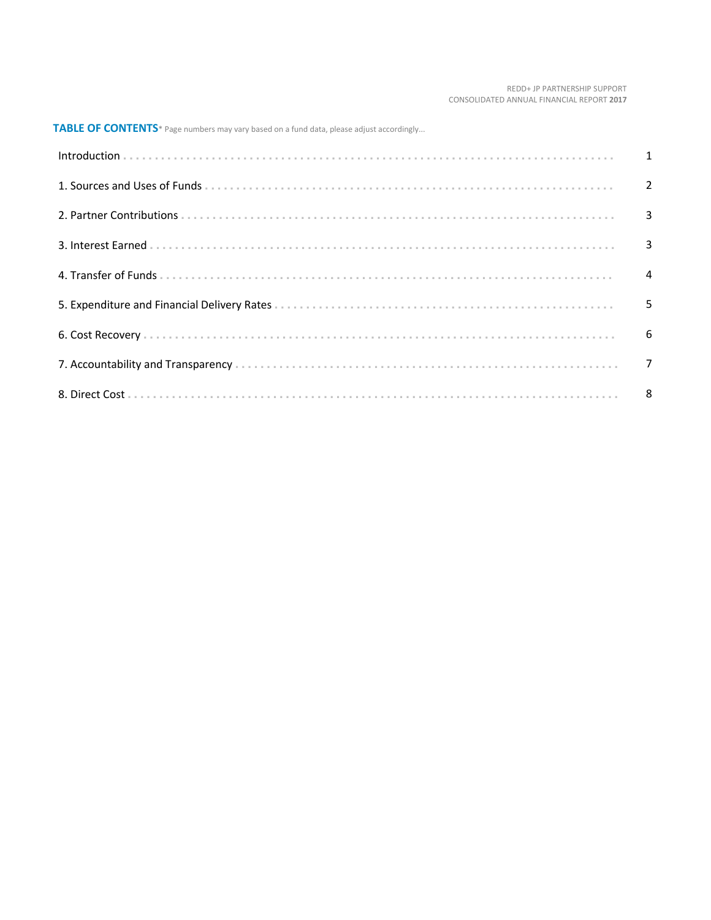## TABLE OF CONTENTS

* Page numbers may vary based on a fund data, please adjust accordingly...

| | |
|---|---|
| Introduction | 1 |
| 1. Sources and Uses of Funds | 2 |
| 2. Partner Contributions | 3 |
| 3. Interest Earned | 3 |
| 4. Transfer of Funds | 4 |
| 5. Expenditure and Financial Delivery Rates | 5 |
| 6. Cost Recovery | 6 |
| 7. Accountability and Transparency | 7 |
| 8. Direct Cost | 8 |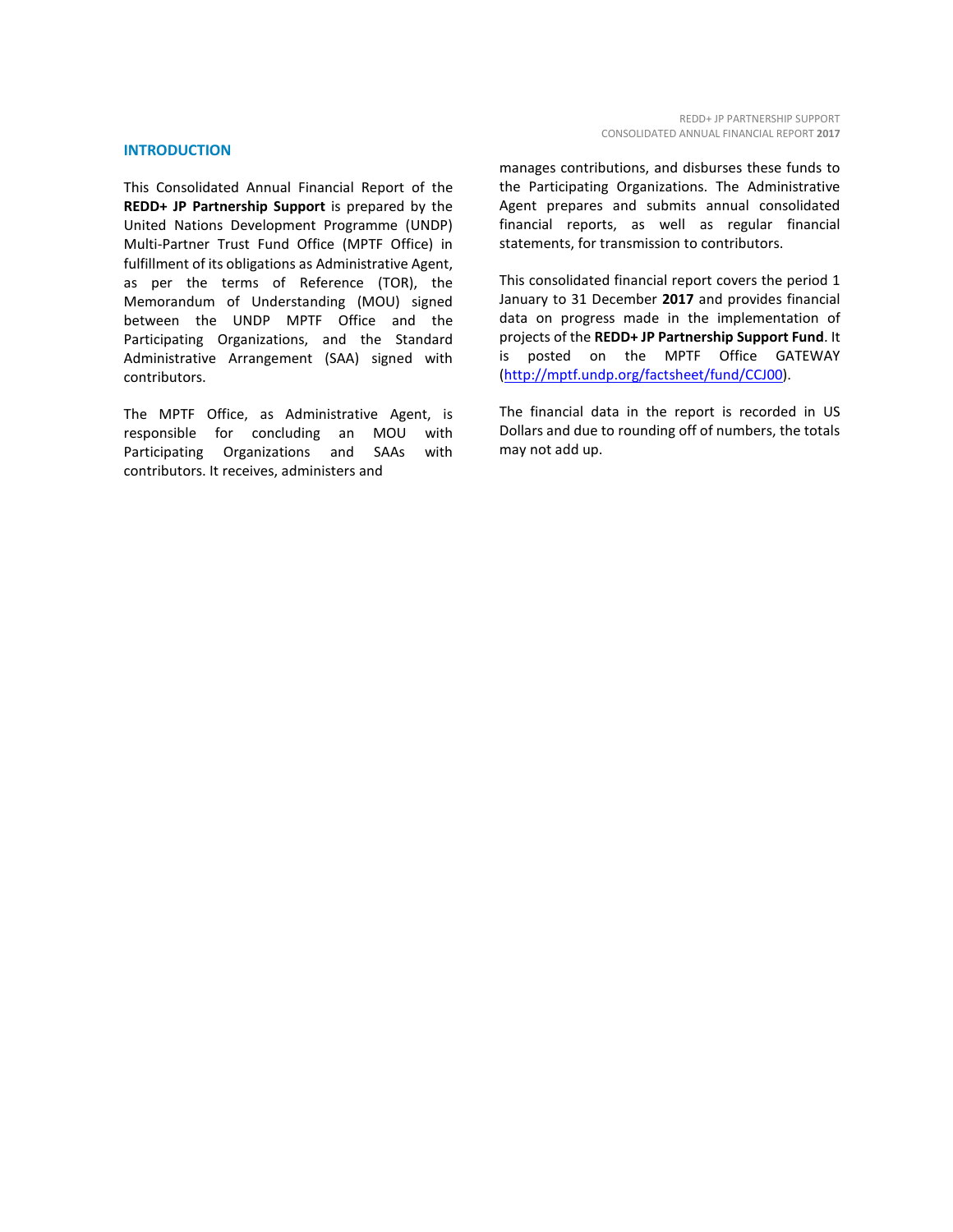## INTRODUCTION

This Consolidated Annual Financial Report of the **REDD+ JP Partnership Support** is prepared by the United Nations Development Programme (UNDP) Multi-Partner Trust Fund Office (MPTF Office) in fulfillment of its obligations as Administrative Agent, as per the terms of Reference (TOR), the Memorandum of Understanding (MOU) signed between the UNDP MPTF Office and the Participating Organizations, and the Standard Administrative Arrangement (SAA) signed with contributors.

The MPTF Office, as Administrative Agent, is responsible for concluding an MOU with Participating Organizations and SAAs with contributors. It receives, administers and manages contributions, and disburses these funds to the Participating Organizations. The Administrative Agent prepares and submits annual consolidated financial reports, as well as regular financial statements, for transmission to contributors.

This consolidated financial report covers the period 1 January to 31 December **2017** and provides financial data on progress made in the implementation of projects of the **REDD+ JP Partnership Support Fund**. It is posted on the MPTF Office GATEWAY (http://mptf.undp.org/factsheet/fund/CCJ00).

The financial data in the report is recorded in US Dollars and due to rounding off of numbers, the totals may not add up.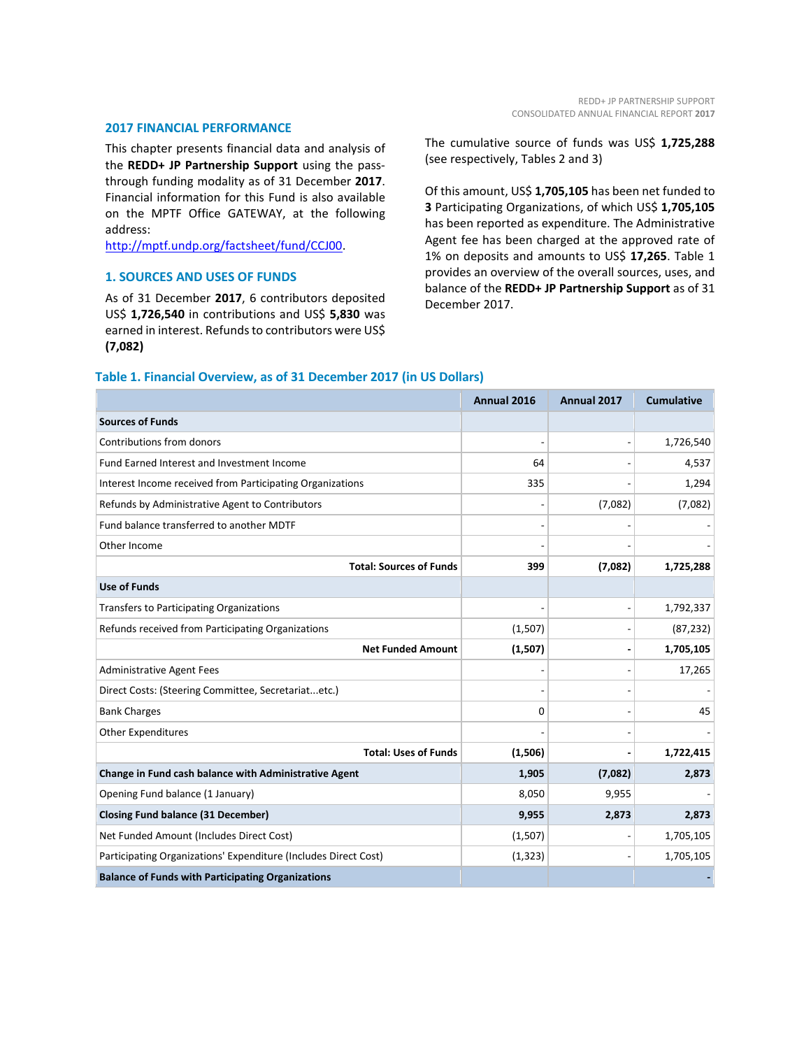## 2017 FINANCIAL PERFORMANCE

This chapter presents financial data and analysis of the **REDD+ JP Partnership Support** using the pass-through funding modality as of 31 December **2017**. Financial information for this Fund is also available on the MPTF Office GATEWAY, at the following address:
http://mptf.undp.org/factsheet/fund/CCJ00.

## 1. SOURCES AND USES OF FUNDS

As of 31 December **2017**, 6 contributors deposited US$ **1,726,540** in contributions and US$ **5,830** was earned in interest. Refunds to contributors were US$ **(7,082)**

The cumulative source of funds was US$ **1,725,288** (see respectively, Tables 2 and 3)

Of this amount, US$ **1,705,105** has been net funded to **3** Participating Organizations, of which US$ **1,705,105** has been reported as expenditure. The Administrative Agent fee has been charged at the approved rate of 1% on deposits and amounts to US$ **17,265**. Table 1 provides an overview of the overall sources, uses, and balance of the **REDD+ JP Partnership Support** as of 31 December 2017.

### Table 1. Financial Overview, as of 31 December 2017 (in US Dollars)

| | Annual 2016 | Annual 2017 | Cumulative |
|---|---|---|---|
| **Sources of Funds** | | | |
| Contributions from donors | - | - | 1,726,540 |
| Fund Earned Interest and Investment Income | 64 | - | 4,537 |
| Interest Income received from Participating Organizations | 335 | - | 1,294 |
| Refunds by Administrative Agent to Contributors | - | (7,082) | (7,082) |
| Fund balance transferred to another MDTF | - | - | - |
| Other Income | - | - | - |
| **Total: Sources of Funds** | **399** | **(7,082)** | **1,725,288** |
| **Use of Funds** | | | |
| Transfers to Participating Organizations | - | - | 1,792,337 |
| Refunds received from Participating Organizations | (1,507) | - | (87,232) |
| **Net Funded Amount** | **(1,507)** | **-** | **1,705,105** |
| Administrative Agent Fees | - | - | 17,265 |
| Direct Costs: (Steering Committee, Secretariat...etc.) | - | - | - |
| Bank Charges | 0 | - | 45 |
| Other Expenditures | - | - | - |
| **Total: Uses of Funds** | **(1,506)** | **-** | **1,722,415** |
| **Change in Fund cash balance with Administrative Agent** | **1,905** | **(7,082)** | **2,873** |
| Opening Fund balance (1 January) | 8,050 | 9,955 | - |
| **Closing Fund balance (31 December)** | **9,955** | **2,873** | **2,873** |
| Net Funded Amount (Includes Direct Cost) | (1,507) | - | 1,705,105 |
| Participating Organizations' Expenditure (Includes Direct Cost) | (1,323) | - | 1,705,105 |
| **Balance of Funds with Participating Organizations** | | | **-** |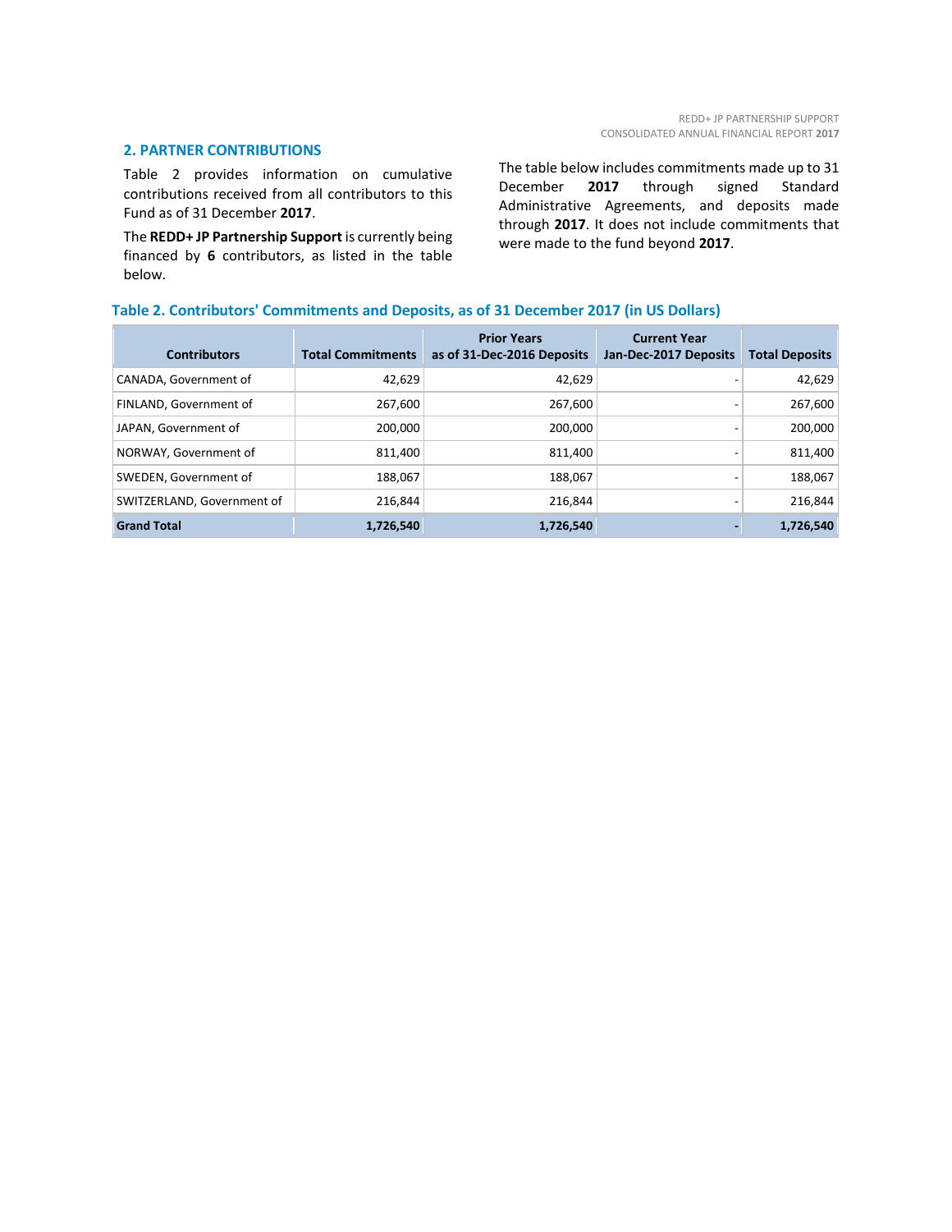## 2. PARTNER CONTRIBUTIONS

Table 2 provides information on cumulative contributions received from all contributors to this Fund as of 31 December **2017**.

The **REDD+ JP Partnership Support** is currently being financed by **6** contributors, as listed in the table below.

The table below includes commitments made up to 31 December **2017** through signed Standard Administrative Agreements, and deposits made through **2017**. It does not include commitments that were made to the fund beyond **2017**.

### Table 2. Contributors' Commitments and Deposits, as of 31 December 2017 (in US Dollars)

| Contributors | Total Commitments | Prior Years as of 31-Dec-2016 Deposits | Current Year Jan-Dec-2017 Deposits | Total Deposits |
|---|---|---|---|---|
| CANADA, Government of | 42,629 | 42,629 | - | 42,629 |
| FINLAND, Government of | 267,600 | 267,600 | - | 267,600 |
| JAPAN, Government of | 200,000 | 200,000 | - | 200,000 |
| NORWAY, Government of | 811,400 | 811,400 | - | 811,400 |
| SWEDEN, Government of | 188,067 | 188,067 | - | 188,067 |
| SWITZERLAND, Government of | 216,844 | 216,844 | - | 216,844 |
| **Grand Total** | **1,726,540** | **1,726,540** | **-** | **1,726,540** |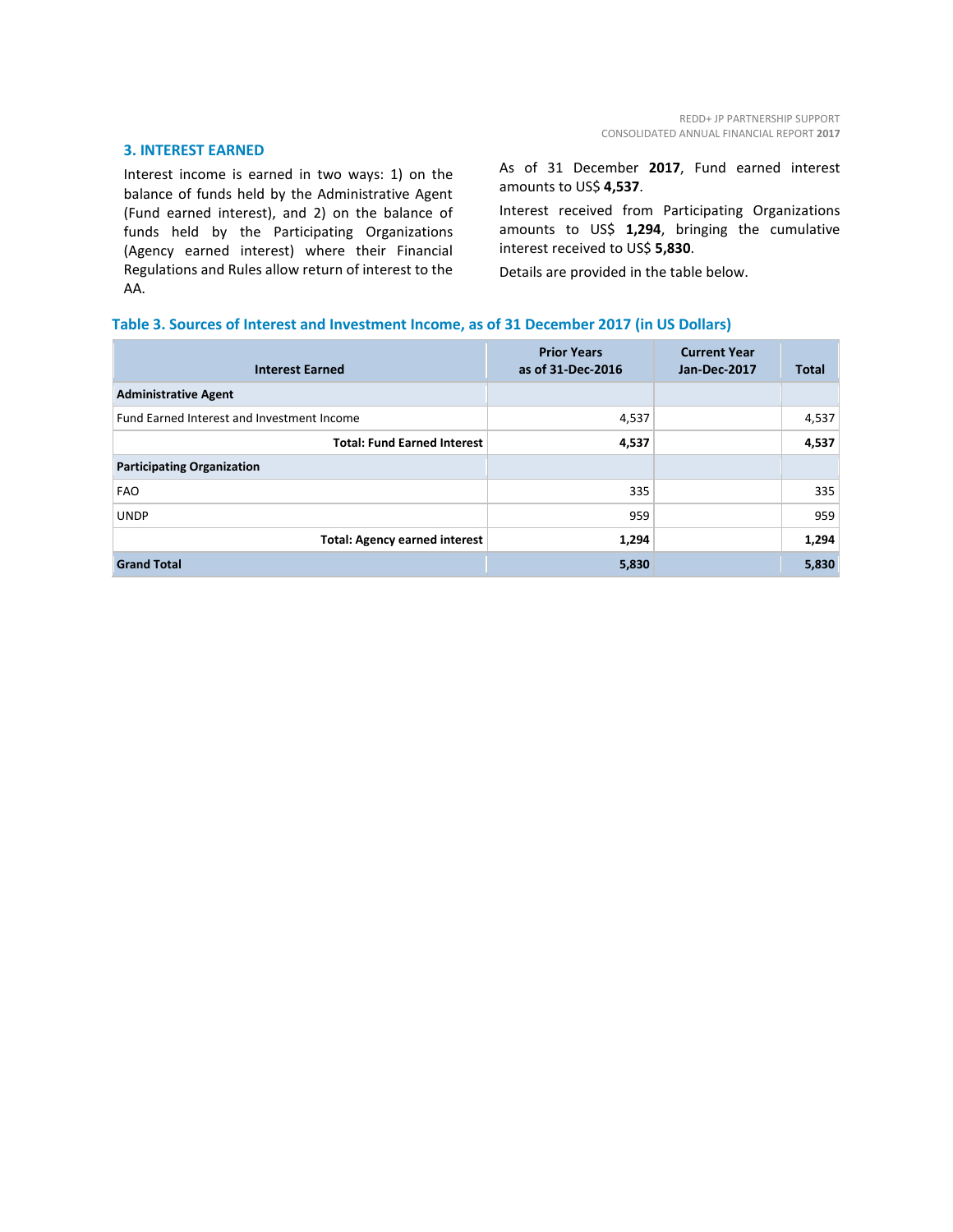## 3. INTEREST EARNED

Interest income is earned in two ways: 1) on the balance of funds held by the Administrative Agent (Fund earned interest), and 2) on the balance of funds held by the Participating Organizations (Agency earned interest) where their Financial Regulations and Rules allow return of interest to the AA.

As of 31 December **2017**, Fund earned interest amounts to US$ **4,537**.

Interest received from Participating Organizations amounts to US$ **1,294**, bringing the cumulative interest received to US$ **5,830**.

Details are provided in the table below.

### Table 3. Sources of Interest and Investment Income, as of 31 December 2017 (in US Dollars)

| Interest Earned | Prior Years as of 31-Dec-2016 | Current Year Jan-Dec-2017 | Total |
|---|---|---|---|
| **Administrative Agent** | | | |
| Fund Earned Interest and Investment Income | 4,537 | | 4,537 |
| **Total: Fund Earned Interest** | **4,537** | | **4,537** |
| **Participating Organization** | | | |
| FAO | 335 | | 335 |
| UNDP | 959 | | 959 |
| **Total: Agency earned interest** | **1,294** | | **1,294** |
| **Grand Total** | **5,830** | | **5,830** |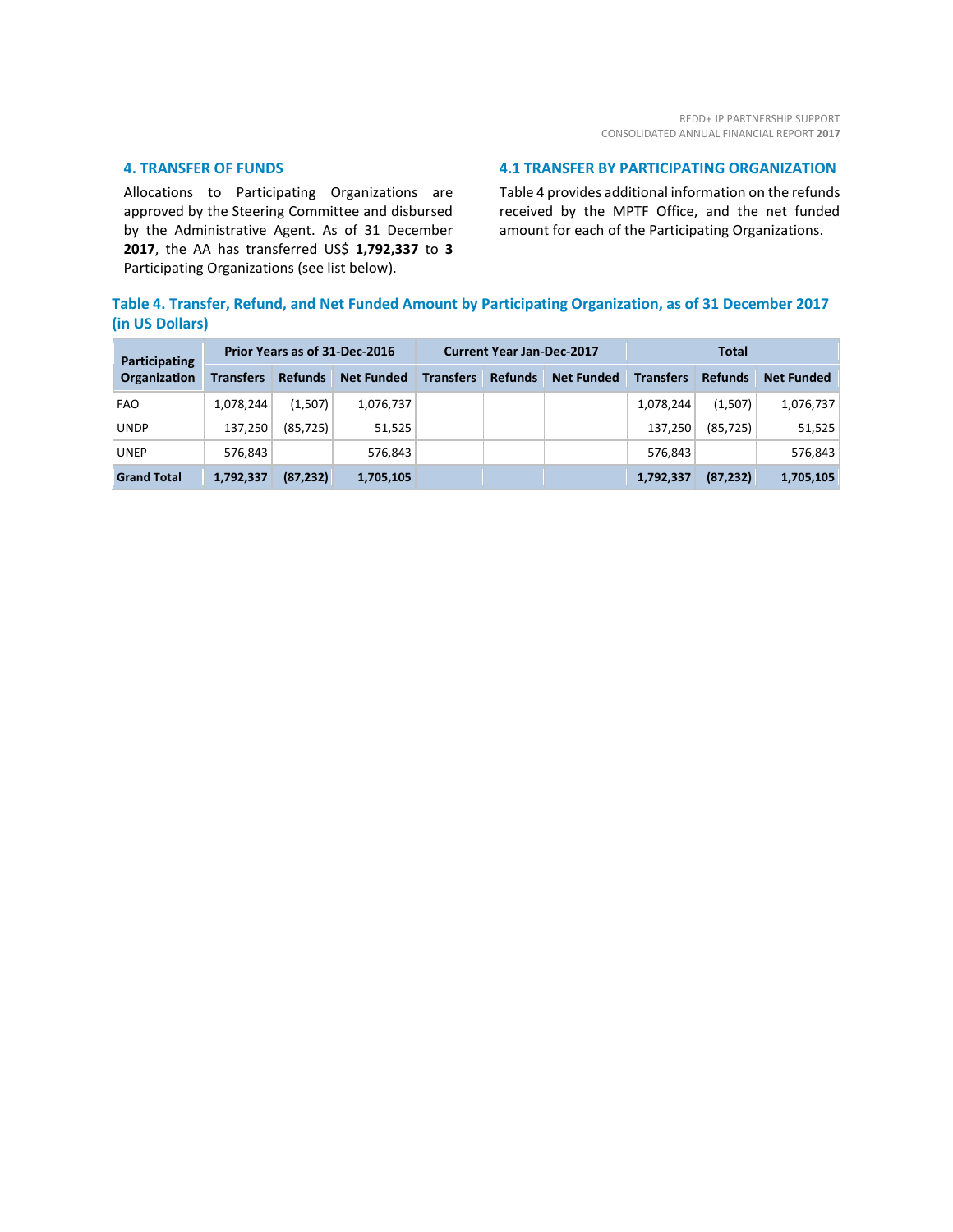## 4. TRANSFER OF FUNDS

Allocations to Participating Organizations are approved by the Steering Committee and disbursed by the Administrative Agent. As of 31 December **2017**, the AA has transferred US$ **1,792,337** to **3** Participating Organizations (see list below).

### 4.1 TRANSFER BY PARTICIPATING ORGANIZATION

Table 4 provides additional information on the refunds received by the MPTF Office, and the net funded amount for each of the Participating Organizations.

**Table 4. Transfer, Refund, and Net Funded Amount by Participating Organization, as of 31 December 2017 (in US Dollars)**

| Participating Organization | Prior Years as of 31-Dec-2016 | | | Current Year Jan-Dec-2017 | | | Total | | |
|---|---|---|---|---|---|---|---|---|---|
| | Transfers | Refunds | Net Funded | Transfers | Refunds | Net Funded | Transfers | Refunds | Net Funded |
| FAO | 1,078,244 | (1,507) | 1,076,737 | | | | 1,078,244 | (1,507) | 1,076,737 |
| UNDP | 137,250 | (85,725) | 51,525 | | | | 137,250 | (85,725) | 51,525 |
| UNEP | 576,843 | | 576,843 | | | | 576,843 | | 576,843 |
| **Grand Total** | **1,792,337** | **(87,232)** | **1,705,105** | | | | **1,792,337** | **(87,232)** | **1,705,105** |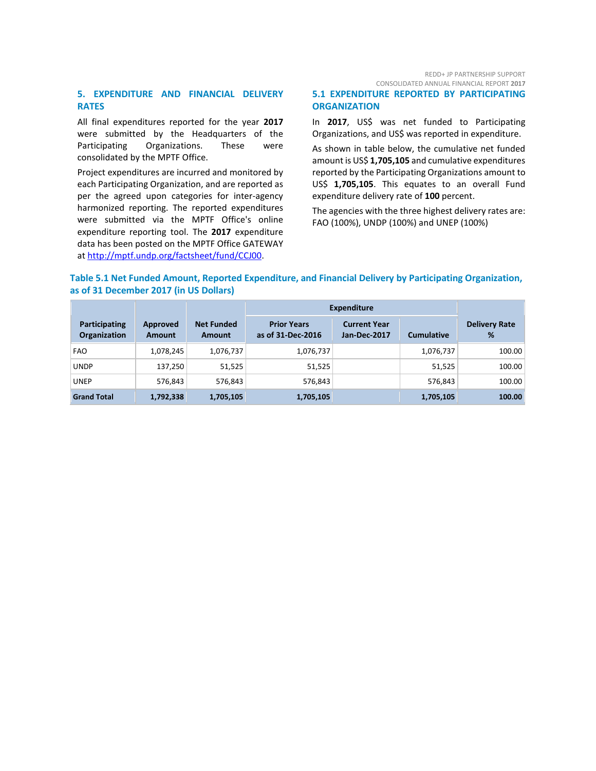## 5. EXPENDITURE AND FINANCIAL DELIVERY RATES

All final expenditures reported for the year **2017** were submitted by the Headquarters of the Participating Organizations. These were consolidated by the MPTF Office.

Project expenditures are incurred and monitored by each Participating Organization, and are reported as per the agreed upon categories for inter-agency harmonized reporting. The reported expenditures were submitted via the MPTF Office's online expenditure reporting tool. The **2017** expenditure data has been posted on the MPTF Office GATEWAY at http://mptf.undp.org/factsheet/fund/CCJ00.

### 5.1 EXPENDITURE REPORTED BY PARTICIPATING ORGANIZATION

In **2017**, US$ was net funded to Participating Organizations, and US$ was reported in expenditure.

As shown in table below, the cumulative net funded amount is US$ **1,705,105** and cumulative expenditures reported by the Participating Organizations amount to US$ **1,705,105**. This equates to an overall Fund expenditure delivery rate of **100** percent.

The agencies with the three highest delivery rates are: FAO (100%), UNDP (100%) and UNEP (100%)

**Table 5.1 Net Funded Amount, Reported Expenditure, and Financial Delivery by Participating Organization, as of 31 December 2017 (in US Dollars)**

| Participating Organization | Approved Amount | Net Funded Amount | Expenditure | | | Delivery Rate % |
|---|---|---|---|---|---|---|
| | | | Prior Years as of 31-Dec-2016 | Current Year Jan-Dec-2017 | Cumulative | |
| FAO | 1,078,245 | 1,076,737 | 1,076,737 | | 1,076,737 | 100.00 |
| UNDP | 137,250 | 51,525 | 51,525 | | 51,525 | 100.00 |
| UNEP | 576,843 | 576,843 | 576,843 | | 576,843 | 100.00 |
| **Grand Total** | **1,792,338** | **1,705,105** | **1,705,105** | | **1,705,105** | **100.00** |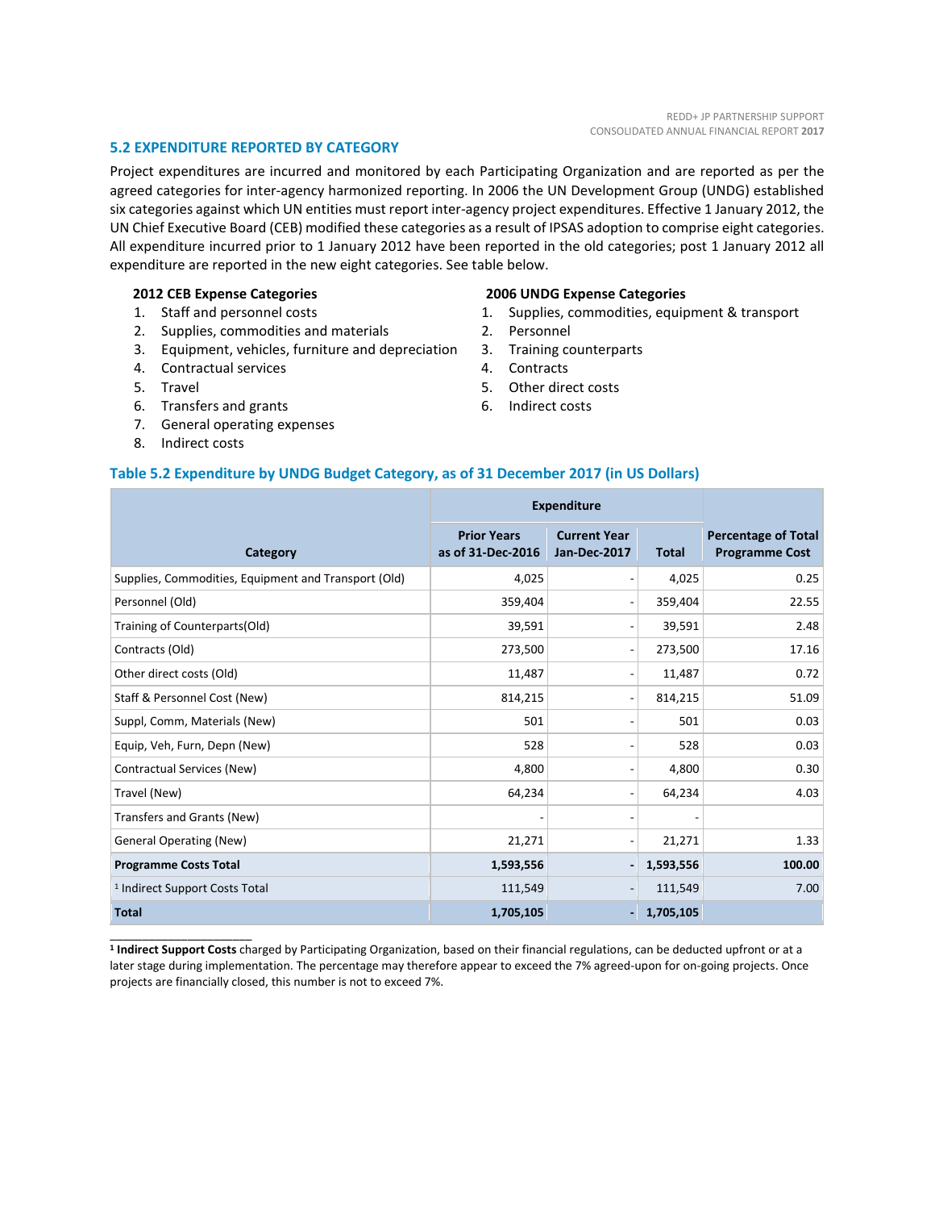### 5.2 EXPENDITURE REPORTED BY CATEGORY

Project expenditures are incurred and monitored by each Participating Organization and are reported as per the agreed categories for inter-agency harmonized reporting. In 2006 the UN Development Group (UNDG) established six categories against which UN entities must report inter-agency project expenditures. Effective 1 January 2012, the UN Chief Executive Board (CEB) modified these categories as a result of IPSAS adoption to comprise eight categories. All expenditure incurred prior to 1 January 2012 have been reported in the old categories; post 1 January 2012 all expenditure are reported in the new eight categories. See table below.

**2012 CEB Expense Categories**

1. Staff and personnel costs
2. Supplies, commodities and materials
3. Equipment, vehicles, furniture and depreciation
4. Contractual services
5. Travel
6. Transfers and grants
7. General operating expenses
8. Indirect costs

**2006 UNDG Expense Categories**

1. Supplies, commodities, equipment & transport
2. Personnel
3. Training counterparts
4. Contracts
5. Other direct costs
6. Indirect costs

#### Table 5.2 Expenditure by UNDG Budget Category, as of 31 December 2017 (in US Dollars)

| Category | Expenditure | | | Percentage of Total Programme Cost |
|---|---|---|---|---|
| | Prior Years as of 31-Dec-2016 | Current Year Jan-Dec-2017 | Total | |
| Supplies, Commodities, Equipment and Transport (Old) | 4,025 | - | 4,025 | 0.25 |
| Personnel (Old) | 359,404 | - | 359,404 | 22.55 |
| Training of Counterparts(Old) | 39,591 | - | 39,591 | 2.48 |
| Contracts (Old) | 273,500 | - | 273,500 | 17.16 |
| Other direct costs (Old) | 11,487 | - | 11,487 | 0.72 |
| Staff & Personnel Cost (New) | 814,215 | - | 814,215 | 51.09 |
| Suppl, Comm, Materials (New) | 501 | - | 501 | 0.03 |
| Equip, Veh, Furn, Depn (New) | 528 | - | 528 | 0.03 |
| Contractual Services (New) | 4,800 | - | 4,800 | 0.30 |
| Travel (New) | 64,234 | - | 64,234 | 4.03 |
| Transfers and Grants (New) | - | - | - | |
| General Operating (New) | 21,271 | - | 21,271 | 1.33 |
| **Programme Costs Total** | **1,593,556** | **-** | **1,593,556** | **100.00** |
| [1] Indirect Support Costs Total | 111,549 | - | 111,549 | 7.00 |
| **Total** | **1,705,105** | **-** | **1,705,105** | |

---

[1] **Indirect Support Costs** charged by Participating Organization, based on their financial regulations, can be deducted upfront or at a later stage during implementation. The percentage may therefore appear to exceed the 7% agreed-upon for on-going projects. Once projects are financially closed, this number is not to exceed 7%.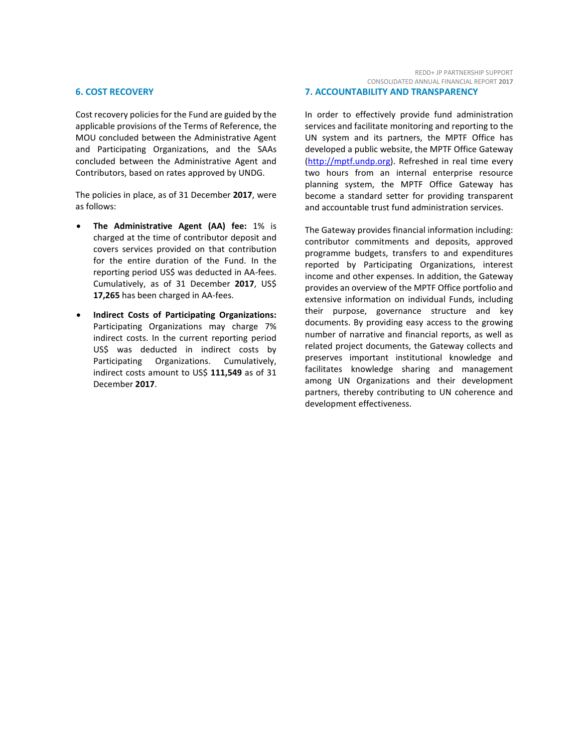## 6. COST RECOVERY

Cost recovery policies for the Fund are guided by the applicable provisions of the Terms of Reference, the MOU concluded between the Administrative Agent and Participating Organizations, and the SAAs concluded between the Administrative Agent and Contributors, based on rates approved by UNDG.

The policies in place, as of 31 December **2017**, were as follows:

- **The Administrative Agent (AA) fee:** 1% is charged at the time of contributor deposit and covers services provided on that contribution for the entire duration of the Fund. In the reporting period US$ was deducted in AA-fees. Cumulatively, as of 31 December **2017**, US$ **17,265** has been charged in AA-fees.
- **Indirect Costs of Participating Organizations:** Participating Organizations may charge 7% indirect costs. In the current reporting period US$ was deducted in indirect costs by Participating Organizations. Cumulatively, indirect costs amount to US$ **111,549** as of 31 December **2017**.

## 7. ACCOUNTABILITY AND TRANSPARENCY

In order to effectively provide fund administration services and facilitate monitoring and reporting to the UN system and its partners, the MPTF Office has developed a public website, the MPTF Office Gateway (http://mptf.undp.org). Refreshed in real time every two hours from an internal enterprise resource planning system, the MPTF Office Gateway has become a standard setter for providing transparent and accountable trust fund administration services.

The Gateway provides financial information including: contributor commitments and deposits, approved programme budgets, transfers to and expenditures reported by Participating Organizations, interest income and other expenses. In addition, the Gateway provides an overview of the MPTF Office portfolio and extensive information on individual Funds, including their purpose, governance structure and key documents. By providing easy access to the growing number of narrative and financial reports, as well as related project documents, the Gateway collects and preserves important institutional knowledge and facilitates knowledge sharing and management among UN Organizations and their development partners, thereby contributing to UN coherence and development effectiveness.